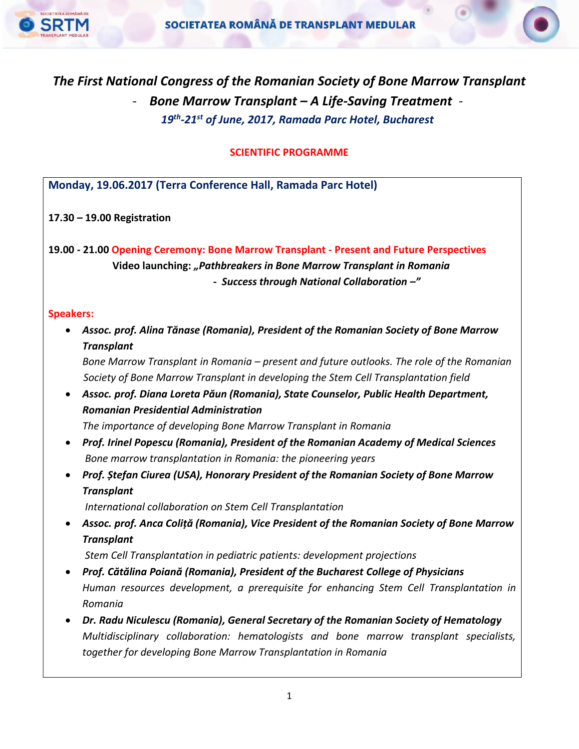# *The First National Congress of the Romanian Society of Bone Marrow Transplant*

## - *Bone Marrow Transplant – A Life-Saving Treatment* -

***19th-21st of June, 2017, Ramada Parc Hotel, Bucharest***

**SCIENTIFIC PROGRAMME**

**Monday, 19.06.2017 (Terra Conference Hall, Ramada Parc Hotel)**

**17.30 – 19.00 Registration**

**19.00 - 21.00 Opening Ceremony: Bone Marrow Transplant - Present and Future Perspectives**

**Video launching: *„Pathbreakers in Bone Marrow Transplant in Romania - Success through National Collaboration –"***

**Speakers:**

- ***Assoc. prof. Alina Tănase (Romania), President of the Romanian Society of Bone Marrow Transplant***
  *Bone Marrow Transplant in Romania – present and future outlooks. The role of the Romanian Society of Bone Marrow Transplant in developing the Stem Cell Transplantation field*
- ***Assoc. prof. Diana Loreta Păun (Romania), State Counselor, Public Health Department, Romanian Presidential Administration***
  *The importance of developing Bone Marrow Transplant in Romania*
- ***Prof. Irinel Popescu (Romania), President of the Romanian Academy of Medical Sciences***
  *Bone marrow transplantation in Romania: the pioneering years*
- ***Prof. Ștefan Ciurea (USA), Honorary President of the Romanian Society of Bone Marrow Transplant***
  *International collaboration on Stem Cell Transplantation*
- ***Assoc. prof. Anca Coliță (Romania), Vice President of the Romanian Society of Bone Marrow Transplant***
  *Stem Cell Transplantation in pediatric patients: development projections*
- ***Prof. Cătălina Poiană (Romania), President of the Bucharest College of Physicians***
  *Human resources development, a prerequisite for enhancing Stem Cell Transplantation in Romania*
- ***Dr. Radu Niculescu (Romania), General Secretary of the Romanian Society of Hematology***
  *Multidisciplinary collaboration: hematologists and bone marrow transplant specialists, together for developing Bone Marrow Transplantation in Romania*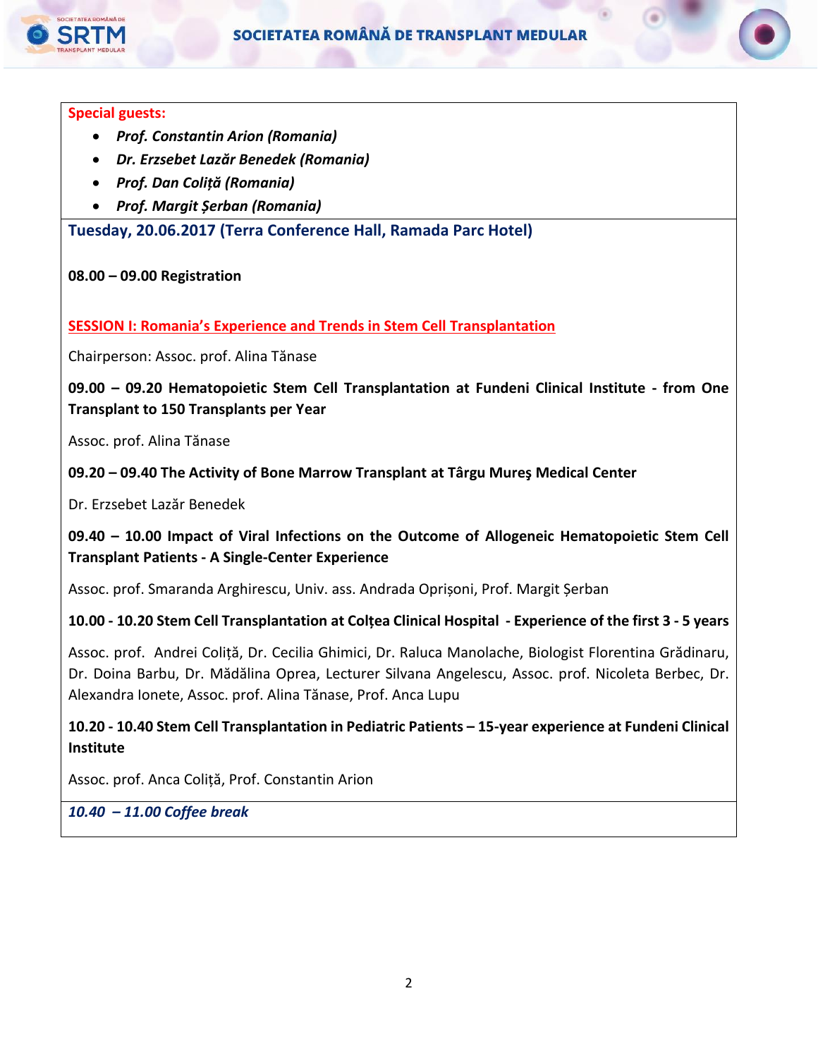**Special guests:**

- ***Prof. Constantin Arion (Romania)***
- ***Dr. Erzsebet Lazăr Benedek (Romania)***
- ***Prof. Dan Coliță (Romania)***
- ***Prof. Margit Șerban (Romania)***

## Tuesday, 20.06.2017 (Terra Conference Hall, Ramada Parc Hotel)

**08.00 – 09.00 Registration**

### SESSION I: Romania's Experience and Trends in Stem Cell Transplantation

Chairperson: Assoc. prof. Alina Tănase

**09.00 – 09.20 Hematopoietic Stem Cell Transplantation at Fundeni Clinical Institute - from One Transplant to 150 Transplants per Year**

Assoc. prof. Alina Tănase

**09.20 – 09.40 The Activity of Bone Marrow Transplant at Târgu Mureş Medical Center**

Dr. Erzsebet Lazăr Benedek

**09.40 – 10.00 Impact of Viral Infections on the Outcome of Allogeneic Hematopoietic Stem Cell Transplant Patients - A Single-Center Experience**

Assoc. prof. Smaranda Arghirescu, Univ. ass. Andrada Oprișoni, Prof. Margit Șerban

**10.00 - 10.20 Stem Cell Transplantation at Colțea Clinical Hospital - Experience of the first 3 - 5 years**

Assoc. prof. Andrei Coliță, Dr. Cecilia Ghimici, Dr. Raluca Manolache, Biologist Florentina Grădinaru, Dr. Doina Barbu, Dr. Mădălina Oprea, Lecturer Silvana Angelescu, Assoc. prof. Nicoleta Berbec, Dr. Alexandra Ionete, Assoc. prof. Alina Tănase, Prof. Anca Lupu

**10.20 - 10.40 Stem Cell Transplantation in Pediatric Patients – 15-year experience at Fundeni Clinical Institute**

Assoc. prof. Anca Coliță, Prof. Constantin Arion

***10.40 – 11.00 Coffee break***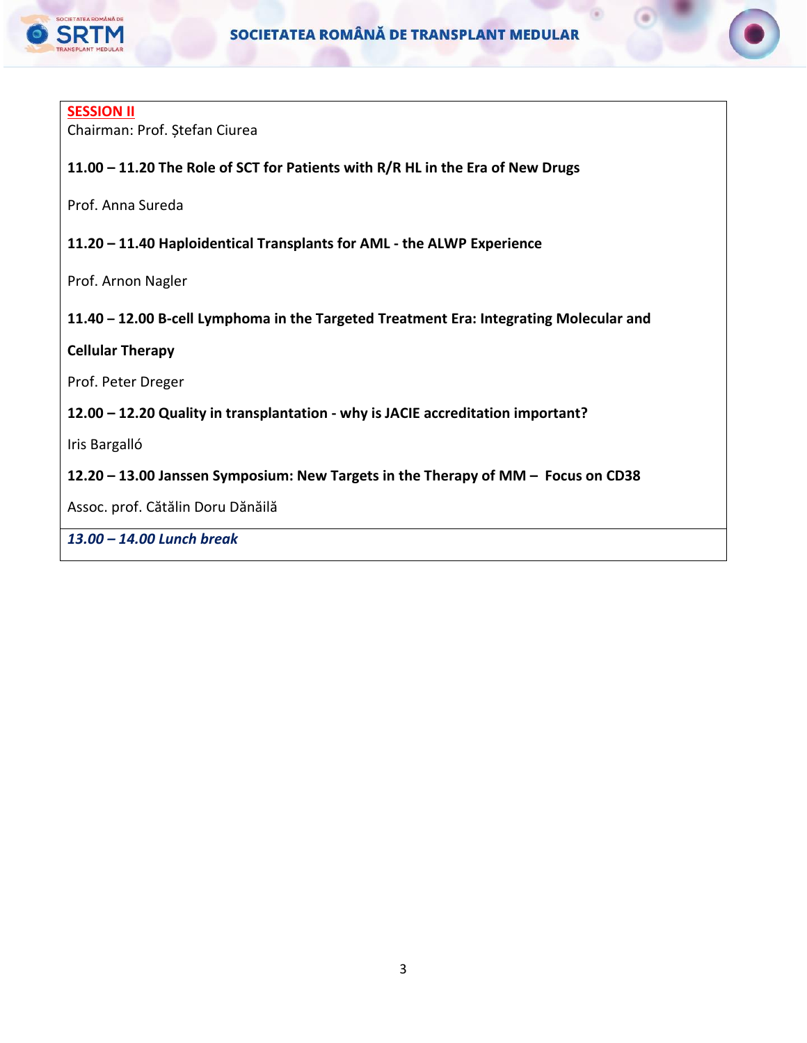## SESSION II

Chairman: Prof. Ștefan Ciurea

**11.00 – 11.20 The Role of SCT for Patients with R/R HL in the Era of New Drugs**

Prof. Anna Sureda

**11.20 – 11.40 Haploidentical Transplants for AML - the ALWP Experience**

Prof. Arnon Nagler

**11.40 – 12.00 B-cell Lymphoma in the Targeted Treatment Era: Integrating Molecular and Cellular Therapy**

Prof. Peter Dreger

**12.00 – 12.20 Quality in transplantation - why is JACIE accreditation important?**

Iris Bargalló

**12.20 – 13.00 Janssen Symposium: New Targets in the Therapy of MM – Focus on CD38**

Assoc. prof. Cătălin Doru Dănăilă

***13.00 – 14.00 Lunch break***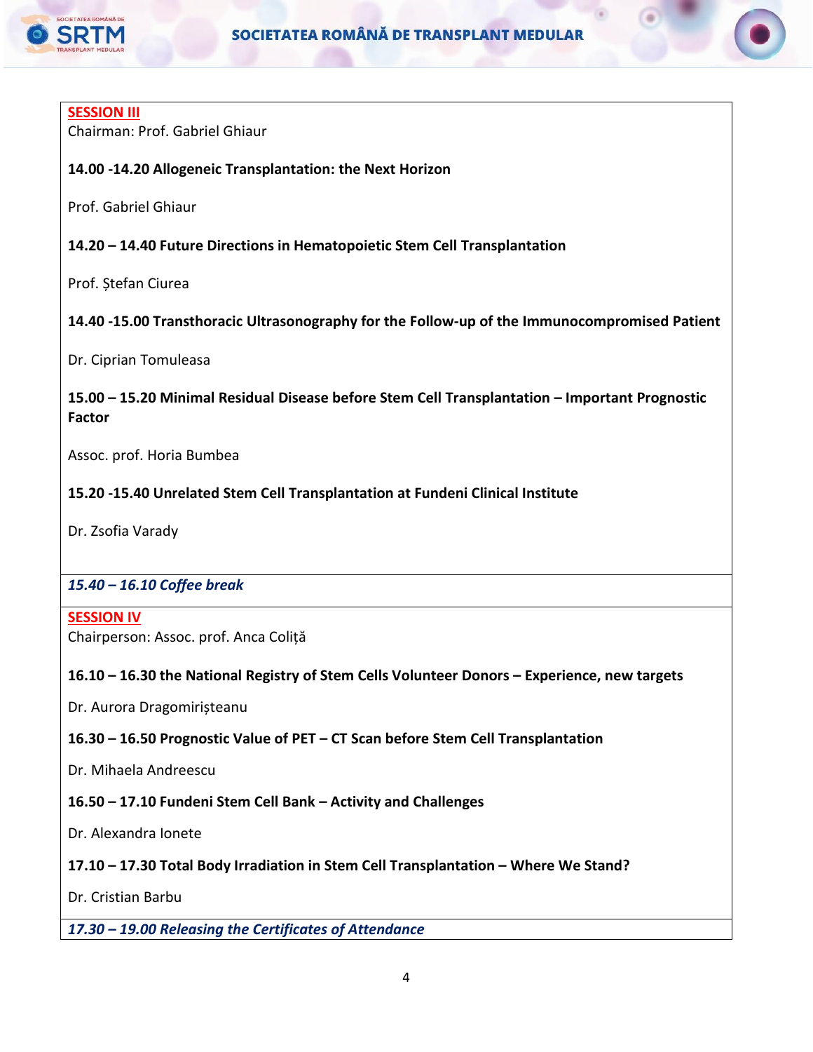## SESSION III

Chairman: Prof. Gabriel Ghiaur

**14.00 -14.20 Allogeneic Transplantation: the Next Horizon**

Prof. Gabriel Ghiaur

**14.20 – 14.40 Future Directions in Hematopoietic Stem Cell Transplantation**

Prof. Ștefan Ciurea

**14.40 -15.00 Transthoracic Ultrasonography for the Follow-up of the Immunocompromised Patient**

Dr. Ciprian Tomuleasa

**15.00 – 15.20 Minimal Residual Disease before Stem Cell Transplantation – Important Prognostic Factor**

Assoc. prof. Horia Bumbea

**15.20 -15.40 Unrelated Stem Cell Transplantation at Fundeni Clinical Institute**

Dr. Zsofia Varady

***15.40 – 16.10 Coffee break***

## SESSION IV

Chairperson: Assoc. prof. Anca Coliță

**16.10 – 16.30 the National Registry of Stem Cells Volunteer Donors – Experience, new targets**

Dr. Aurora Dragomirișteanu

**16.30 – 16.50 Prognostic Value of PET – CT Scan before Stem Cell Transplantation**

Dr. Mihaela Andreescu

**16.50 – 17.10 Fundeni Stem Cell Bank – Activity and Challenges**

Dr. Alexandra Ionete

**17.10 – 17.30 Total Body Irradiation in Stem Cell Transplantation – Where We Stand?**

Dr. Cristian Barbu

***17.30 – 19.00 Releasing the Certificates of Attendance***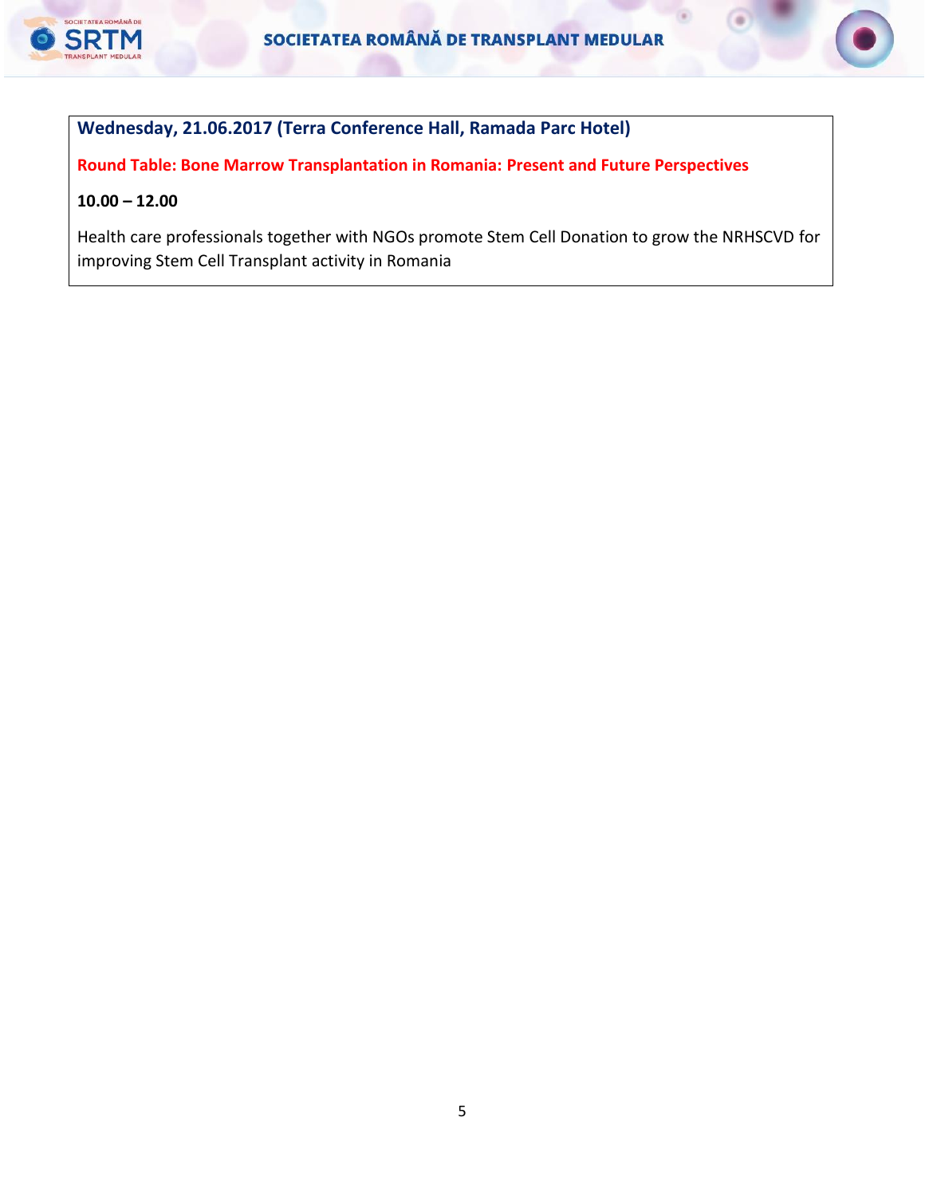**Wednesday, 21.06.2017 (Terra Conference Hall, Ramada Parc Hotel)**

**Round Table: Bone Marrow Transplantation in Romania: Present and Future Perspectives**

**10.00 – 12.00**

Health care professionals together with NGOs promote Stem Cell Donation to grow the NRHSCVD for improving Stem Cell Transplant activity in Romania